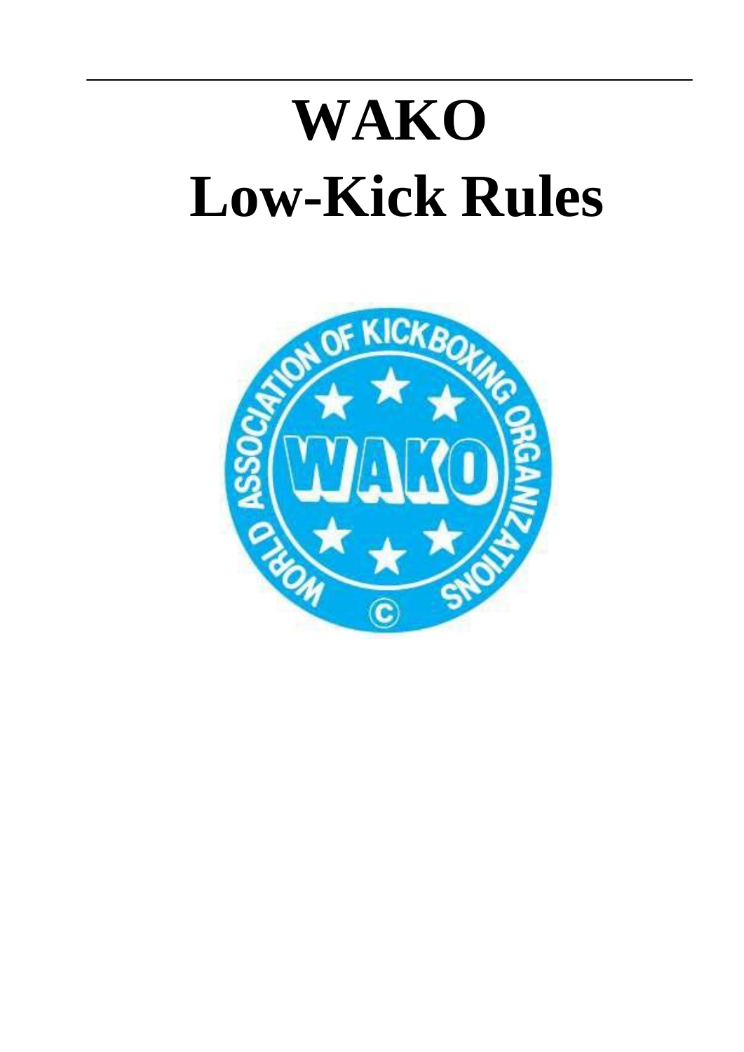# WAKO

# Low-Kick Rules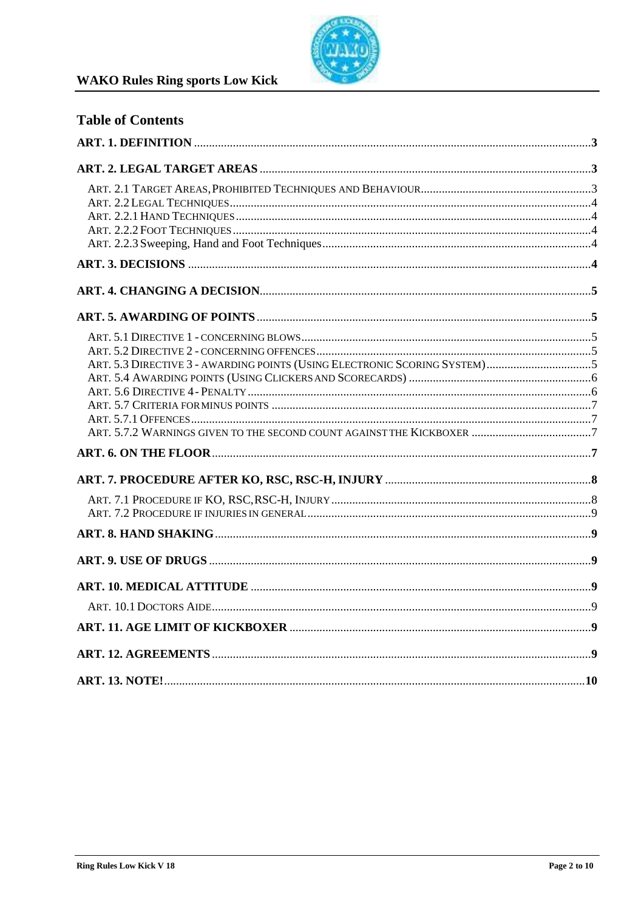## Table of Contents

**ART. 1. DEFINITION** ...... 3

**ART. 2. LEGAL TARGET AREAS** ...... 3

- ART. 2.1 TARGET AREAS, PROHIBITED TECHNIQUES AND BEHAVIOUR ...... 3
- ART. 2.2 LEGAL TECHNIQUES ...... 4
- ART. 2.2.1 HAND TECHNIQUES ...... 4
- ART. 2.2.2 FOOT TECHNIQUES ...... 4
- ART. 2.2.3 Sweeping, Hand and Foot Techniques ...... 4

**ART. 3. DECISIONS** ...... 4

**ART. 4. CHANGING A DECISION** ...... 5

**ART. 5. AWARDING OF POINTS** ...... 5

- ART. 5.1 DIRECTIVE 1 - CONCERNING BLOWS ...... 5
- ART. 5.2 DIRECTIVE 2 - CONCERNING OFFENCES ...... 5
- ART. 5.3 DIRECTIVE 3 - AWARDING POINTS (USING ELECTRONIC SCORING SYSTEM) ...... 5
- ART. 5.4 AWARDING POINTS (USING CLICKERS AND SCORECARDS) ...... 6
- ART. 5.6 DIRECTIVE 4 - PENALTY ...... 6
- ART. 5.7 CRITERIA FOR MINUS POINTS ...... 7
- ART. 5.7.1 OFFENCES ...... 7
- ART. 5.7.2 WARNINGS GIVEN TO THE SECOND COUNT AGAINST THE KICKBOXER ...... 7

**ART. 6. ON THE FLOOR** ...... 7

**ART. 7. PROCEDURE AFTER KO, RSC, RSC-H, INJURY** ...... 8

- ART. 7.1 PROCEDURE IF KO, RSC, RSC-H, INJURY ...... 8
- ART. 7.2 PROCEDURE IF INJURIES IN GENERAL ...... 9

**ART. 8. HAND SHAKING** ...... 9

**ART. 9. USE OF DRUGS** ...... 9

**ART. 10. MEDICAL ATTITUDE** ...... 9

- ART. 10.1 DOCTORS AIDE ...... 9

**ART. 11. AGE LIMIT OF KICKBOXER** ...... 9

**ART. 12. AGREEMENTS** ...... 9

**ART. 13. NOTE!** ...... 10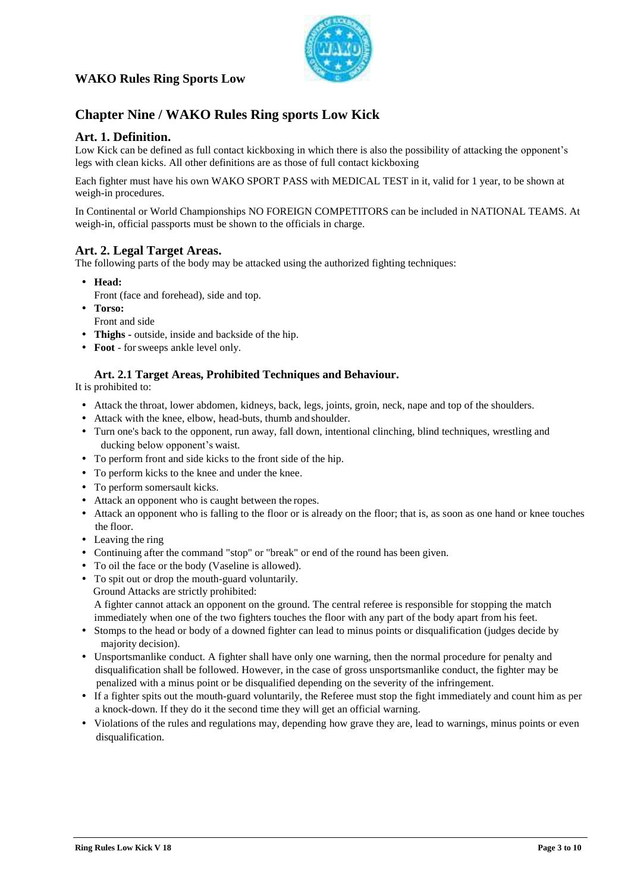## Chapter Nine / WAKO Rules Ring sports Low Kick

### Art. 1. Definition.

Low Kick can be defined as full contact kickboxing in which there is also the possibility of attacking the opponent's legs with clean kicks. All other definitions are as those of full contact kickboxing

Each fighter must have his own WAKO SPORT PASS with MEDICAL TEST in it, valid for 1 year, to be shown at weigh-in procedures.

In Continental or World Championships NO FOREIGN COMPETITORS can be included in NATIONAL TEAMS. At weigh-in, official passports must be shown to the officials in charge.

### Art. 2. Legal Target Areas.

The following parts of the body may be attacked using the authorized fighting techniques:

- **Head:**
  Front (face and forehead), side and top.
- **Torso:**
  Front and side
- **Thighs** - outside, inside and backside of the hip.
- **Foot** - for sweeps ankle level only.

#### Art. 2.1 Target Areas, Prohibited Techniques and Behaviour.

It is prohibited to:

- Attack the throat, lower abdomen, kidneys, back, legs, joints, groin, neck, nape and top of the shoulders.
- Attack with the knee, elbow, head-buts, thumb and shoulder.
- Turn one's back to the opponent, run away, fall down, intentional clinching, blind techniques, wrestling and ducking below opponent's waist.
- To perform front and side kicks to the front side of the hip.
- To perform kicks to the knee and under the knee.
- To perform somersault kicks.
- Attack an opponent who is caught between the ropes.
- Attack an opponent who is falling to the floor or is already on the floor; that is, as soon as one hand or knee touches the floor.
- Leaving the ring
- Continuing after the command "stop" or "break" or end of the round has been given.
- To oil the face or the body (Vaseline is allowed).
- To spit out or drop the mouth-guard voluntarily.
  Ground Attacks are strictly prohibited:
  A fighter cannot attack an opponent on the ground. The central referee is responsible for stopping the match immediately when one of the two fighters touches the floor with any part of the body apart from his feet.
- Stomps to the head or body of a downed fighter can lead to minus points or disqualification (judges decide by majority decision).
- Unsportsmanlike conduct. A fighter shall have only one warning, then the normal procedure for penalty and disqualification shall be followed. However, in the case of gross unsportsmanlike conduct, the fighter may be penalized with a minus point or be disqualified depending on the severity of the infringement.
- If a fighter spits out the mouth-guard voluntarily, the Referee must stop the fight immediately and count him as per a knock-down. If they do it the second time they will get an official warning.
- Violations of the rules and regulations may, depending how grave they are, lead to warnings, minus points or even disqualification.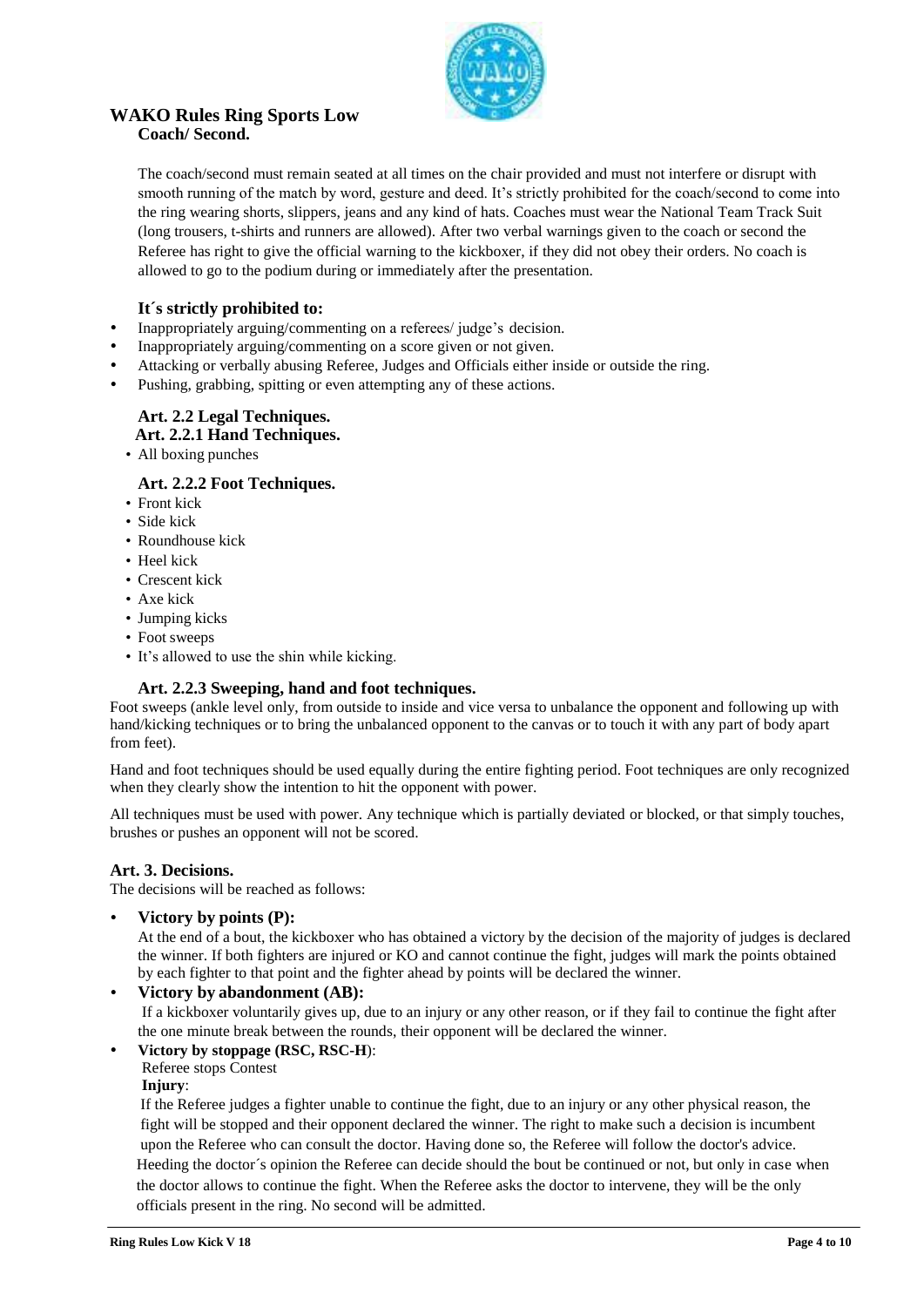**Coach/ Second.**

The coach/second must remain seated at all times on the chair provided and must not interfere or disrupt with smooth running of the match by word, gesture and deed. It's strictly prohibited for the coach/second to come into the ring wearing shorts, slippers, jeans and any kind of hats. Coaches must wear the National Team Track Suit (long trousers, t-shirts and runners are allowed). After two verbal warnings given to the coach or second the Referee has right to give the official warning to the kickboxer, if they did not obey their orders. No coach is allowed to go to the podium during or immediately after the presentation.

**It´s strictly prohibited to:**

- Inappropriately arguing/commenting on a referees/ judge's decision.
- Inappropriately arguing/commenting on a score given or not given.
- Attacking or verbally abusing Referee, Judges and Officials either inside or outside the ring.
- Pushing, grabbing, spitting or even attempting any of these actions.

### Art. 2.2 Legal Techniques.

#### Art. 2.2.1 Hand Techniques.

- All boxing punches

#### Art. 2.2.2 Foot Techniques.

- Front kick
- Side kick
- Roundhouse kick
- Heel kick
- Crescent kick
- Axe kick
- Jumping kicks
- Foot sweeps
- It's allowed to use the shin while kicking.

#### Art. 2.2.3 Sweeping, hand and foot techniques.

Foot sweeps (ankle level only, from outside to inside and vice versa to unbalance the opponent and following up with hand/kicking techniques or to bring the unbalanced opponent to the canvas or to touch it with any part of body apart from feet).

Hand and foot techniques should be used equally during the entire fighting period. Foot techniques are only recognized when they clearly show the intention to hit the opponent with power.

All techniques must be used with power. Any technique which is partially deviated or blocked, or that simply touches, brushes or pushes an opponent will not be scored.

## Art. 3. Decisions.

The decisions will be reached as follows:

- **Victory by points (P):**
  At the end of a bout, the kickboxer who has obtained a victory by the decision of the majority of judges is declared the winner. If both fighters are injured or KO and cannot continue the fight, judges will mark the points obtained by each fighter to that point and the fighter ahead by points will be declared the winner.
- **Victory by abandonment (AB):**
  If a kickboxer voluntarily gives up, due to an injury or any other reason, or if they fail to continue the fight after the one minute break between the rounds, their opponent will be declared the winner.
- **Victory by stoppage (RSC, RSC-H):**
  Referee stops Contest
  **Injury**:
  If the Referee judges a fighter unable to continue the fight, due to an injury or any other physical reason, the fight will be stopped and their opponent declared the winner. The right to make such a decision is incumbent upon the Referee who can consult the doctor. Having done so, the Referee will follow the doctor's advice. Heeding the doctor´s opinion the Referee can decide should the bout be continued or not, but only in case when the doctor allows to continue the fight. When the Referee asks the doctor to intervene, they will be the only officials present in the ring. No second will be admitted.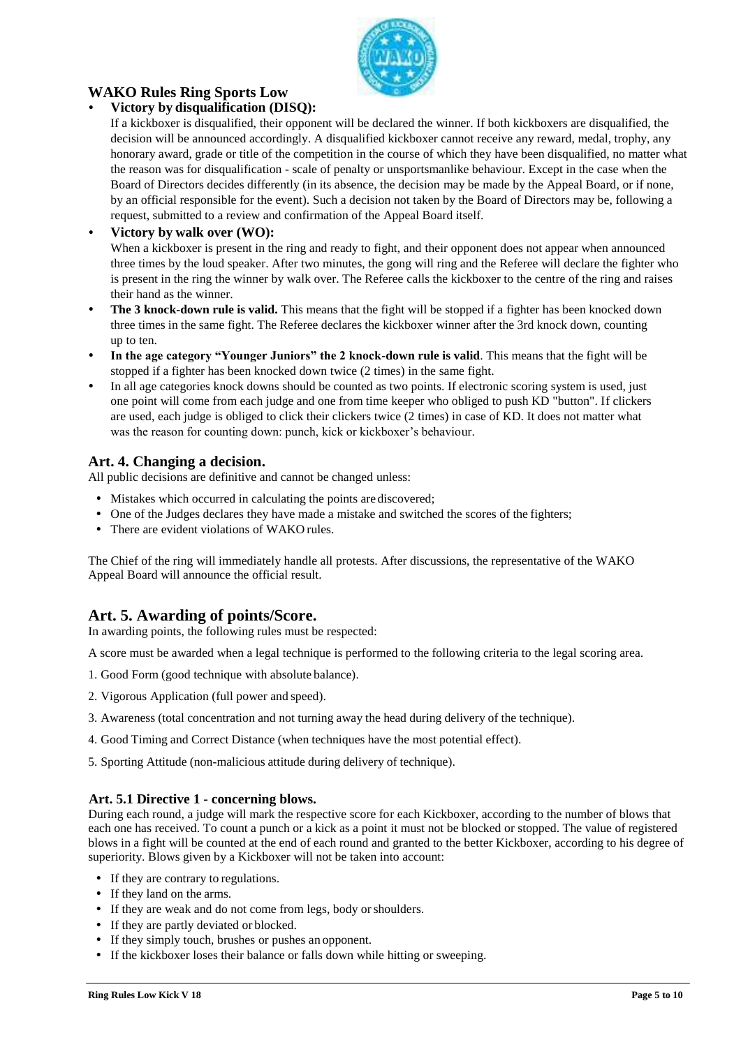- **Victory by disqualification (DISQ):**
  If a kickboxer is disqualified, their opponent will be declared the winner. If both kickboxers are disqualified, the decision will be announced accordingly. A disqualified kickboxer cannot receive any reward, medal, trophy, any honorary award, grade or title of the competition in the course of which they have been disqualified, no matter what the reason was for disqualification - scale of penalty or unsportsmanlike behaviour. Except in the case when the Board of Directors decides differently (in its absence, the decision may be made by the Appeal Board, or if none, by an official responsible for the event). Such a decision not taken by the Board of Directors may be, following a request, submitted to a review and confirmation of the Appeal Board itself.
- **Victory by walk over (WO):**
  When a kickboxer is present in the ring and ready to fight, and their opponent does not appear when announced three times by the loud speaker. After two minutes, the gong will ring and the Referee will declare the fighter who is present in the ring the winner by walk over. The Referee calls the kickboxer to the centre of the ring and raises their hand as the winner.
- **The 3 knock-down rule is valid.** This means that the fight will be stopped if a fighter has been knocked down three times in the same fight. The Referee declares the kickboxer winner after the 3rd knock down, counting up to ten.
- **In the age category "Younger Juniors" the 2 knock-down rule is valid**. This means that the fight will be stopped if a fighter has been knocked down twice (2 times) in the same fight.
- In all age categories knock downs should be counted as two points. If electronic scoring system is used, just one point will come from each judge and one from time keeper who obliged to push KD "button". If clickers are used, each judge is obliged to click their clickers twice (2 times) in case of KD. It does not matter what was the reason for counting down: punch, kick or kickboxer's behaviour.

## Art. 4. Changing a decision.

All public decisions are definitive and cannot be changed unless:

- Mistakes which occurred in calculating the points are discovered;
- One of the Judges declares they have made a mistake and switched the scores of the fighters;
- There are evident violations of WAKO rules.

The Chief of the ring will immediately handle all protests. After discussions, the representative of the WAKO Appeal Board will announce the official result.

## Art. 5. Awarding of points/Score.

In awarding points, the following rules must be respected:

A score must be awarded when a legal technique is performed to the following criteria to the legal scoring area.

1. Good Form (good technique with absolute balance).
2. Vigorous Application (full power and speed).
3. Awareness (total concentration and not turning away the head during delivery of the technique).
4. Good Timing and Correct Distance (when techniques have the most potential effect).
5. Sporting Attitude (non-malicious attitude during delivery of technique).

### Art. 5.1 Directive 1 - concerning blows.

During each round, a judge will mark the respective score for each Kickboxer, according to the number of blows that each one has received. To count a punch or a kick as a point it must not be blocked or stopped. The value of registered blows in a fight will be counted at the end of each round and granted to the better Kickboxer, according to his degree of superiority. Blows given by a Kickboxer will not be taken into account:

- If they are contrary to regulations.
- If they land on the arms.
- If they are weak and do not come from legs, body or shoulders.
- If they are partly deviated or blocked.
- If they simply touch, brushes or pushes an opponent.
- If the kickboxer loses their balance or falls down while hitting or sweeping.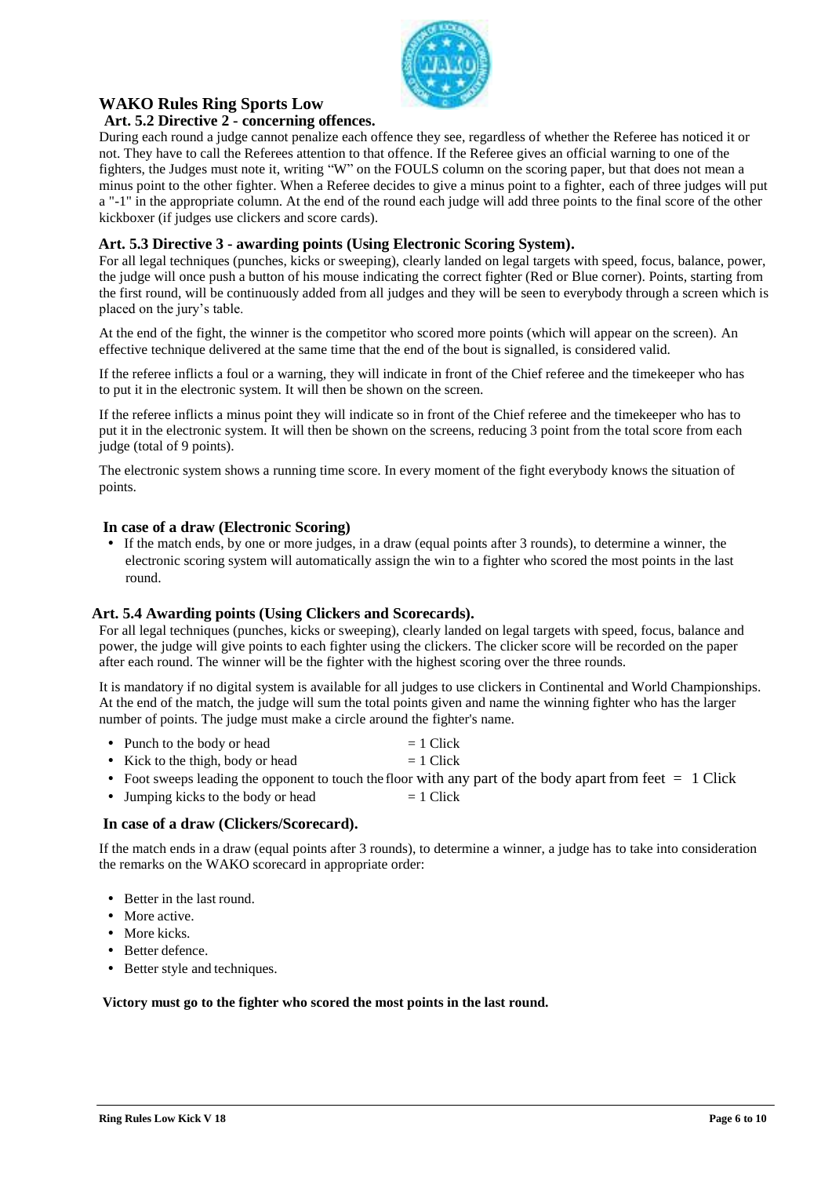# WAKO Rules Ring Sports Low

### Art. 5.2 Directive 2 - concerning offences.

During each round a judge cannot penalize each offence they see, regardless of whether the Referee has noticed it or not. They have to call the Referees attention to that offence. If the Referee gives an official warning to one of the fighters, the Judges must note it, writing "W" on the FOULS column on the scoring paper, but that does not mean a minus point to the other fighter. When a Referee decides to give a minus point to a fighter, each of three judges will put a "-1" in the appropriate column. At the end of the round each judge will add three points to the final score of the other kickboxer (if judges use clickers and score cards).

### Art. 5.3 Directive 3 - awarding points (Using Electronic Scoring System).

For all legal techniques (punches, kicks or sweeping), clearly landed on legal targets with speed, focus, balance, power, the judge will once push a button of his mouse indicating the correct fighter (Red or Blue corner). Points, starting from the first round, will be continuously added from all judges and they will be seen to everybody through a screen which is placed on the jury's table.

At the end of the fight, the winner is the competitor who scored more points (which will appear on the screen). An effective technique delivered at the same time that the end of the bout is signalled, is considered valid.

If the referee inflicts a foul or a warning, they will indicate in front of the Chief referee and the timekeeper who has to put it in the electronic system. It will then be shown on the screen.

If the referee inflicts a minus point they will indicate so in front of the Chief referee and the timekeeper who has to put it in the electronic system. It will then be shown on the screens, reducing 3 point from the total score from each judge (total of 9 points).

The electronic system shows a running time score. In every moment of the fight everybody knows the situation of points.

#### In case of a draw (Electronic Scoring)

- If the match ends, by one or more judges, in a draw (equal points after 3 rounds), to determine a winner, the electronic scoring system will automatically assign the win to a fighter who scored the most points in the last round.

### Art. 5.4 Awarding points (Using Clickers and Scorecards).

For all legal techniques (punches, kicks or sweeping), clearly landed on legal targets with speed, focus, balance and power, the judge will give points to each fighter using the clickers. The clicker score will be recorded on the paper after each round. The winner will be the fighter with the highest scoring over the three rounds.

It is mandatory if no digital system is available for all judges to use clickers in Continental and World Championships. At the end of the match, the judge will sum the total points given and name the winning fighter who has the larger number of points. The judge must make a circle around the fighter's name.

- Punch to the body or head = 1 Click
- Kick to the thigh, body or head = 1 Click
- Foot sweeps leading the opponent to touch the floor with any part of the body apart from feet = 1 Click
- Jumping kicks to the body or head = 1 Click

#### In case of a draw (Clickers/Scorecard).

If the match ends in a draw (equal points after 3 rounds), to determine a winner, a judge has to take into consideration the remarks on the WAKO scorecard in appropriate order:

- Better in the last round.
- More active.
- More kicks.
- Better defence.
- Better style and techniques.

**Victory must go to the fighter who scored the most points in the last round.**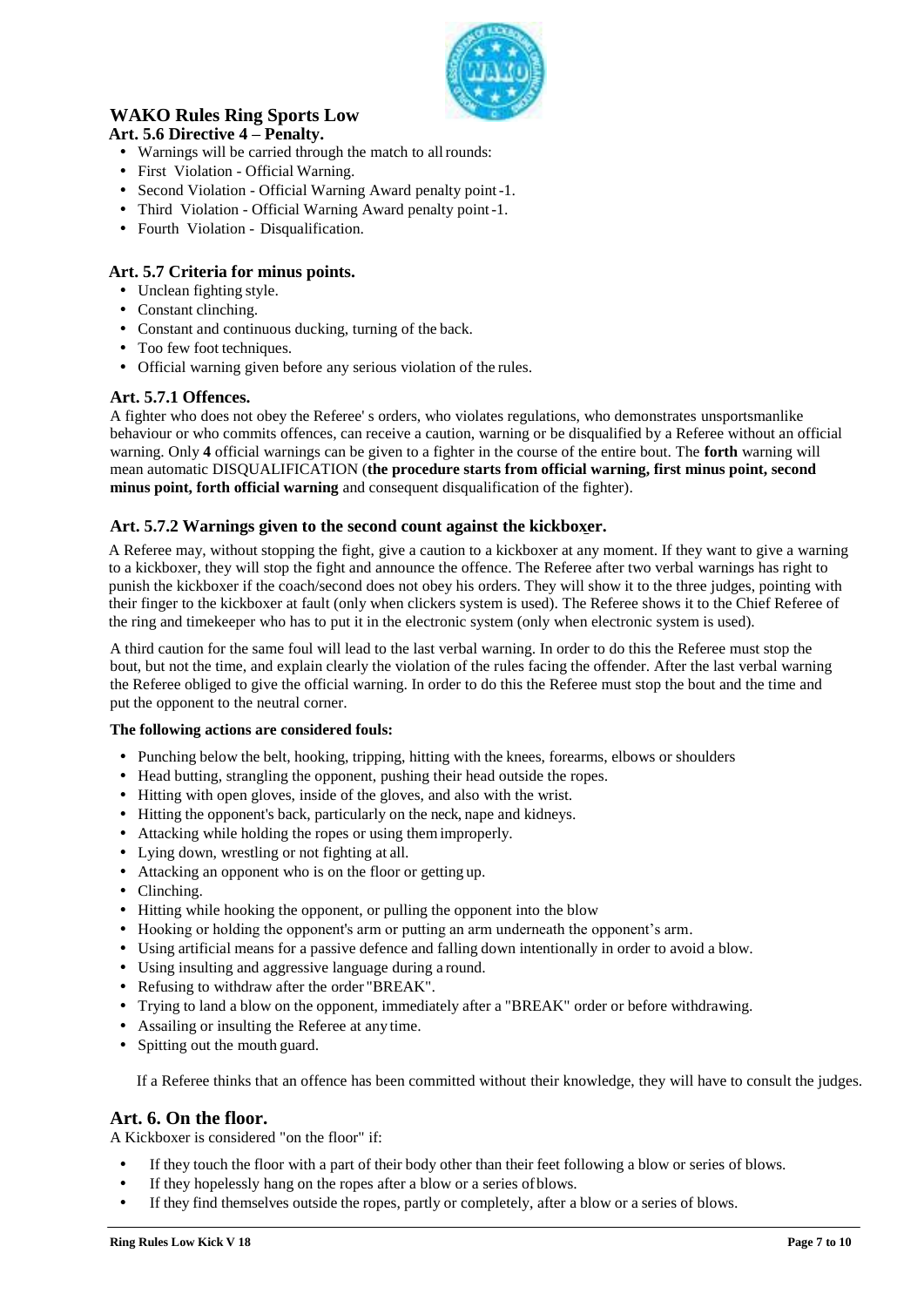# WAKO Rules Ring Sports Low

### Art. 5.6 Directive 4 – Penalty.

- Warnings will be carried through the match to all rounds:
- First Violation - Official Warning.
- Second Violation - Official Warning Award penalty point -1.
- Third Violation - Official Warning Award penalty point -1.
- Fourth Violation - Disqualification.

### Art. 5.7 Criteria for minus points.

- Unclean fighting style.
- Constant clinching.
- Constant and continuous ducking, turning of the back.
- Too few foot techniques.
- Official warning given before any serious violation of the rules.

### Art. 5.7.1 Offences.

A fighter who does not obey the Referee' s orders, who violates regulations, who demonstrates unsportsmanlike behaviour or who commits offences, can receive a caution, warning or be disqualified by a Referee without an official warning. Only **4** official warnings can be given to a fighter in the course of the entire bout. The **forth** warning will mean automatic DISQUALIFICATION (**the procedure starts from official warning, first minus point, second minus point, forth official warning** and consequent disqualification of the fighter).

### Art. 5.7.2 Warnings given to the second count against the kickboxer.

A Referee may, without stopping the fight, give a caution to a kickboxer at any moment. If they want to give a warning to a kickboxer, they will stop the fight and announce the offence. The Referee after two verbal warnings has right to punish the kickboxer if the coach/second does not obey his orders. They will show it to the three judges, pointing with their finger to the kickboxer at fault (only when clickers system is used). The Referee shows it to the Chief Referee of the ring and timekeeper who has to put it in the electronic system (only when electronic system is used).

A third caution for the same foul will lead to the last verbal warning. In order to do this the Referee must stop the bout, but not the time, and explain clearly the violation of the rules facing the offender. After the last verbal warning the Referee obliged to give the official warning. In order to do this the Referee must stop the bout and the time and put the opponent to the neutral corner.

**The following actions are considered fouls:**

- Punching below the belt, hooking, tripping, hitting with the knees, forearms, elbows or shoulders
- Head butting, strangling the opponent, pushing their head outside the ropes.
- Hitting with open gloves, inside of the gloves, and also with the wrist.
- Hitting the opponent's back, particularly on the neck, nape and kidneys.
- Attacking while holding the ropes or using them improperly.
- Lying down, wrestling or not fighting at all.
- Attacking an opponent who is on the floor or getting up.
- Clinching.
- Hitting while hooking the opponent, or pulling the opponent into the blow
- Hooking or holding the opponent's arm or putting an arm underneath the opponent's arm.
- Using artificial means for a passive defence and falling down intentionally in order to avoid a blow.
- Using insulting and aggressive language during a round.
- Refusing to withdraw after the order "BREAK".
- Trying to land a blow on the opponent, immediately after a "BREAK" order or before withdrawing.
- Assailing or insulting the Referee at any time.
- Spitting out the mouth guard.

If a Referee thinks that an offence has been committed without their knowledge, they will have to consult the judges.

## Art. 6. On the floor.

A Kickboxer is considered "on the floor" if:

- If they touch the floor with a part of their body other than their feet following a blow or series of blows.
- If they hopelessly hang on the ropes after a blow or a series of blows.
- If they find themselves outside the ropes, partly or completely, after a blow or a series of blows.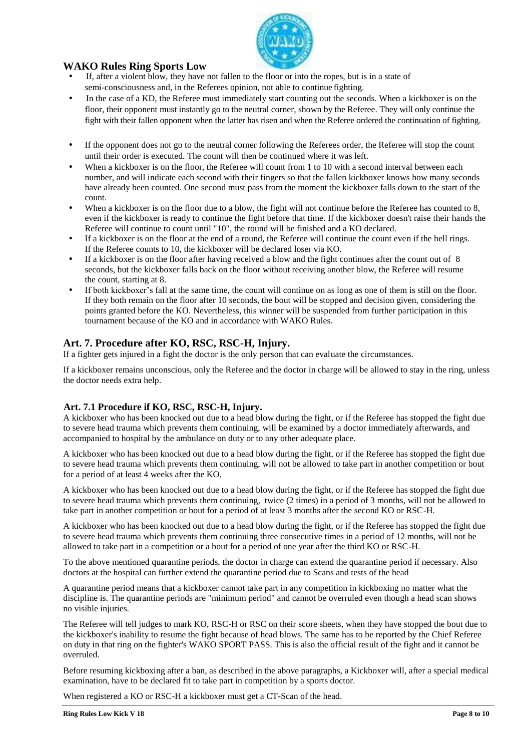- If, after a violent blow, they have not fallen to the floor or into the ropes, but is in a state of semi-consciousness and, in the Referees opinion, not able to continue fighting.
- In the case of a KD, the Referee must immediately start counting out the seconds. When a kickboxer is on the floor, their opponent must instantly go to the neutral corner, shown by the Referee. They will only continue the fight with their fallen opponent when the latter has risen and when the Referee ordered the continuation of fighting.
- If the opponent does not go to the neutral corner following the Referees order, the Referee will stop the count until their order is executed. The count will then be continued where it was left.
- When a kickboxer is on the floor, the Referee will count from 1 to 10 with a second interval between each number, and will indicate each second with their fingers so that the fallen kickboxer knows how many seconds have already been counted. One second must pass from the moment the kickboxer falls down to the start of the count.
- When a kickboxer is on the floor due to a blow, the fight will not continue before the Referee has counted to 8, even if the kickboxer is ready to continue the fight before that time. If the kickboxer doesn't raise their hands the Referee will continue to count until "10", the round will be finished and a KO declared.
- If a kickboxer is on the floor at the end of a round, the Referee will continue the count even if the bell rings. If the Referee counts to 10, the kickboxer will be declared loser via KO.
- If a kickboxer is on the floor after having received a blow and the fight continues after the count out of 8 seconds, but the kickboxer falls back on the floor without receiving another blow, the Referee will resume the count, starting at 8.
- If both kickboxer's fall at the same time, the count will continue on as long as one of them is still on the floor. If they both remain on the floor after 10 seconds, the bout will be stopped and decision given, considering the points granted before the KO. Nevertheless, this winner will be suspended from further participation in this tournament because of the KO and in accordance with WAKO Rules.

## Art. 7. Procedure after KO, RSC, RSC-H, Injury.

If a fighter gets injured in a fight the doctor is the only person that can evaluate the circumstances.

If a kickboxer remains unconscious, only the Referee and the doctor in charge will be allowed to stay in the ring, unless the doctor needs extra help.

### Art. 7.1 Procedure if KO, RSC, RSC-H, Injury.

A kickboxer who has been knocked out due to a head blow during the fight, or if the Referee has stopped the fight due to severe head trauma which prevents them continuing, will be examined by a doctor immediately afterwards, and accompanied to hospital by the ambulance on duty or to any other adequate place.

A kickboxer who has been knocked out due to a head blow during the fight, or if the Referee has stopped the fight due to severe head trauma which prevents them continuing, will not be allowed to take part in another competition or bout for a period of at least 4 weeks after the KO.

A kickboxer who has been knocked out due to a head blow during the fight, or if the Referee has stopped the fight due to severe head trauma which prevents them continuing, twice (2 times) in a period of 3 months, will not be allowed to take part in another competition or bout for a period of at least 3 months after the second KO or RSC-H.

A kickboxer who has been knocked out due to a head blow during the fight, or if the Referee has stopped the fight due to severe head trauma which prevents them continuing three consecutive times in a period of 12 months, will not be allowed to take part in a competition or a bout for a period of one year after the third KO or RSC-H.

To the above mentioned quarantine periods, the doctor in charge can extend the quarantine period if necessary. Also doctors at the hospital can further extend the quarantine period due to Scans and tests of the head

A quarantine period means that a kickboxer cannot take part in any competition in kickboxing no matter what the discipline is. The quarantine periods are "minimum period" and cannot be overruled even though a head scan shows no visible injuries.

The Referee will tell judges to mark KO, RSC-H or RSC on their score sheets, when they have stopped the bout due to the kickboxer's inability to resume the fight because of head blows. The same has to be reported by the Chief Referee on duty in that ring on the fighter's WAKO SPORT PASS. This is also the official result of the fight and it cannot be overruled.

Before resuming kickboxing after a ban, as described in the above paragraphs, a Kickboxer will, after a special medical examination, have to be declared fit to take part in competition by a sports doctor.

When registered a KO or RSC-H a kickboxer must get a CT-Scan of the head.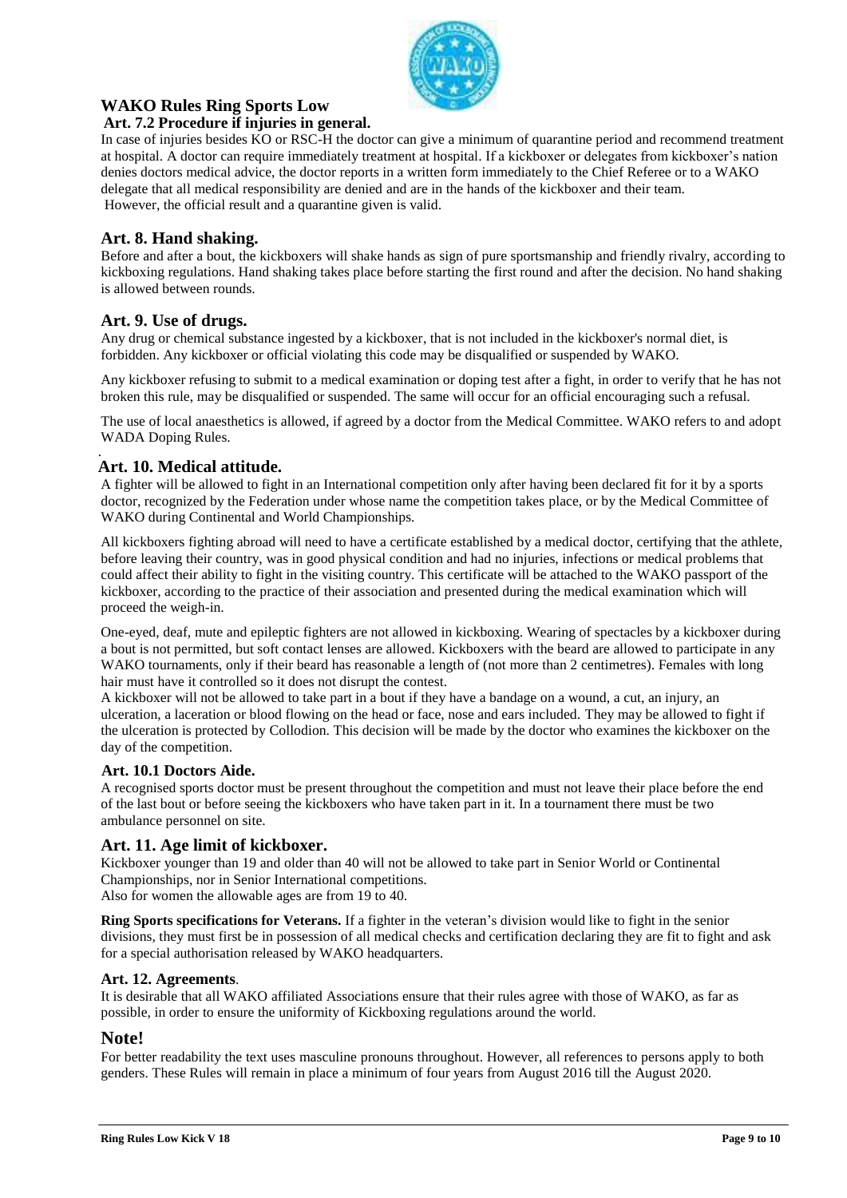# WAKO Rules Ring Sports Low

### Art. 7.2 Procedure if injuries in general.

In case of injuries besides KO or RSC-H the doctor can give a minimum of quarantine period and recommend treatment at hospital. A doctor can require immediately treatment at hospital. If a kickboxer or delegates from kickboxer's nation denies doctors medical advice, the doctor reports in a written form immediately to the Chief Referee or to a WAKO delegate that all medical responsibility are denied and are in the hands of the kickboxer and their team.
However, the official result and a quarantine given is valid.

## Art. 8. Hand shaking.

Before and after a bout, the kickboxers will shake hands as sign of pure sportsmanship and friendly rivalry, according to kickboxing regulations. Hand shaking takes place before starting the first round and after the decision. No hand shaking is allowed between rounds.

## Art. 9. Use of drugs.

Any drug or chemical substance ingested by a kickboxer, that is not included in the kickboxer's normal diet, is forbidden. Any kickboxer or official violating this code may be disqualified or suspended by WAKO.

Any kickboxer refusing to submit to a medical examination or doping test after a fight, in order to verify that he has not broken this rule, may be disqualified or suspended. The same will occur for an official encouraging such a refusal.

The use of local anaesthetics is allowed, if agreed by a doctor from the Medical Committee. WAKO refers to and adopt WADA Doping Rules.

## Art. 10. Medical attitude.

A fighter will be allowed to fight in an International competition only after having been declared fit for it by a sports doctor, recognized by the Federation under whose name the competition takes place, or by the Medical Committee of WAKO during Continental and World Championships.

All kickboxers fighting abroad will need to have a certificate established by a medical doctor, certifying that the athlete, before leaving their country, was in good physical condition and had no injuries, infections or medical problems that could affect their ability to fight in the visiting country. This certificate will be attached to the WAKO passport of the kickboxer, according to the practice of their association and presented during the medical examination which will proceed the weigh-in.

One-eyed, deaf, mute and epileptic fighters are not allowed in kickboxing. Wearing of spectacles by a kickboxer during a bout is not permitted, but soft contact lenses are allowed. Kickboxers with the beard are allowed to participate in any WAKO tournaments, only if their beard has reasonable a length of (not more than 2 centimetres). Females with long hair must have it controlled so it does not disrupt the contest.
A kickboxer will not be allowed to take part in a bout if they have a bandage on a wound, a cut, an injury, an ulceration, a laceration or blood flowing on the head or face, nose and ears included. They may be allowed to fight if the ulceration is protected by Collodion. This decision will be made by the doctor who examines the kickboxer on the day of the competition.

### Art. 10.1 Doctors Aide.

A recognised sports doctor must be present throughout the competition and must not leave their place before the end of the last bout or before seeing the kickboxers who have taken part in it. In a tournament there must be two ambulance personnel on site.

## Art. 11. Age limit of kickboxer.

Kickboxer younger than 19 and older than 40 will not be allowed to take part in Senior World or Continental Championships, nor in Senior International competitions.
Also for women the allowable ages are from 19 to 40.

**Ring Sports specifications for Veterans.** If a fighter in the veteran's division would like to fight in the senior divisions, they must first be in possession of all medical checks and certification declaring they are fit to fight and ask for a special authorisation released by WAKO headquarters.

### Art. 12. Agreements.

It is desirable that all WAKO affiliated Associations ensure that their rules agree with those of WAKO, as far as possible, in order to ensure the uniformity of Kickboxing regulations around the world.

## Note!

For better readability the text uses masculine pronouns throughout. However, all references to persons apply to both genders. These Rules will remain in place a minimum of four years from August 2016 till the August 2020.